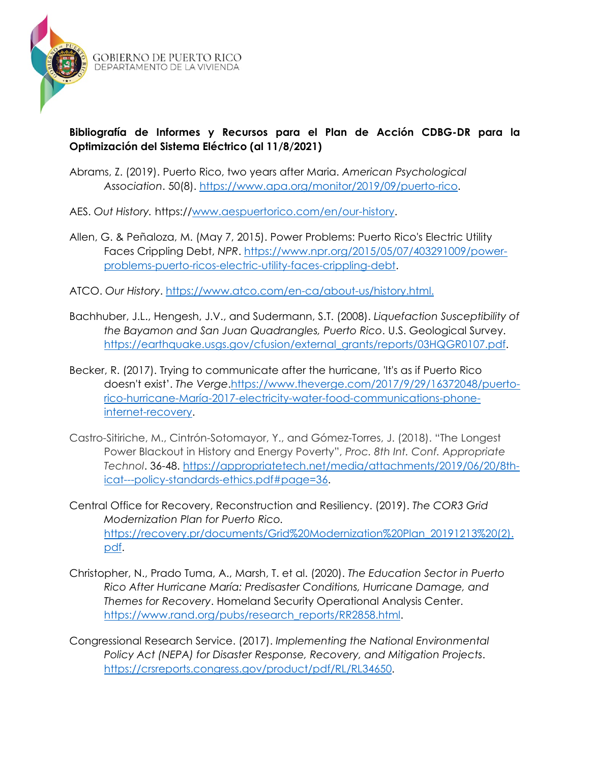GOBIERNO DE PUERTO RICO
DEPARTAMENTO DE LA VIVIENDA

**Bibliografía de Informes y Recursos para el Plan de Acción CDBG-DR para la Optimización del Sistema Eléctrico (al 11/8/2021)**

Abrams, Z. (2019). Puerto Rico, two years after Maria. *American Psychological Association*. 50(8). https://www.apa.org/monitor/2019/09/puerto-rico.

AES. *Out History.* https://www.aespuertorico.com/en/our-history.

Allen, G. & Peñaloza, M. (May 7, 2015). Power Problems: Puerto Rico's Electric Utility Faces Crippling Debt, *NPR*. https://www.npr.org/2015/05/07/403291009/power-problems-puerto-ricos-electric-utility-faces-crippling-debt.

ATCO. *Our History*. https://www.atco.com/en-ca/about-us/history.html.

Bachhuber, J.L., Hengesh, J.V., and Sudermann, S.T. (2008). *Liquefaction Susceptibility of the Bayamon and San Juan Quadrangles, Puerto Rico*. U.S. Geological Survey. https://earthquake.usgs.gov/cfusion/external_grants/reports/03HQGR0107.pdf.

Becker, R. (2017). Trying to communicate after the hurricane, 'It's as if Puerto Rico doesn't exist'. *The Verge*.https://www.theverge.com/2017/9/29/16372048/puerto-rico-hurricane-María-2017-electricity-water-food-communications-phone-internet-recovery.

Castro-Sitiriche, M., Cintrón-Sotomayor, Y., and Gómez-Torres, J. (2018). "The Longest Power Blackout in History and Energy Poverty", *Proc. 8th Int. Conf. Appropriate Technol*. 36-48. https://appropriatetech.net/media/attachments/2019/06/20/8th-icat---policy-standards-ethics.pdf#page=36.

Central Office for Recovery, Reconstruction and Resiliency. (2019). *The COR3 Grid Modernization Plan for Puerto Rico.* https://recovery.pr/documents/Grid%20Modernization%20Plan_20191213%20(2).pdf.

Christopher, N., Prado Tuma, A., Marsh, T. et al. (2020). *The Education Sector in Puerto Rico After Hurricane María: Predisaster Conditions, Hurricane Damage, and Themes for Recovery*. Homeland Security Operational Analysis Center. https://www.rand.org/pubs/research_reports/RR2858.html.

Congressional Research Service. (2017). *Implementing the National Environmental Policy Act (NEPA) for Disaster Response, Recovery, and Mitigation Projects*. https://crsreports.congress.gov/product/pdf/RL/RL34650.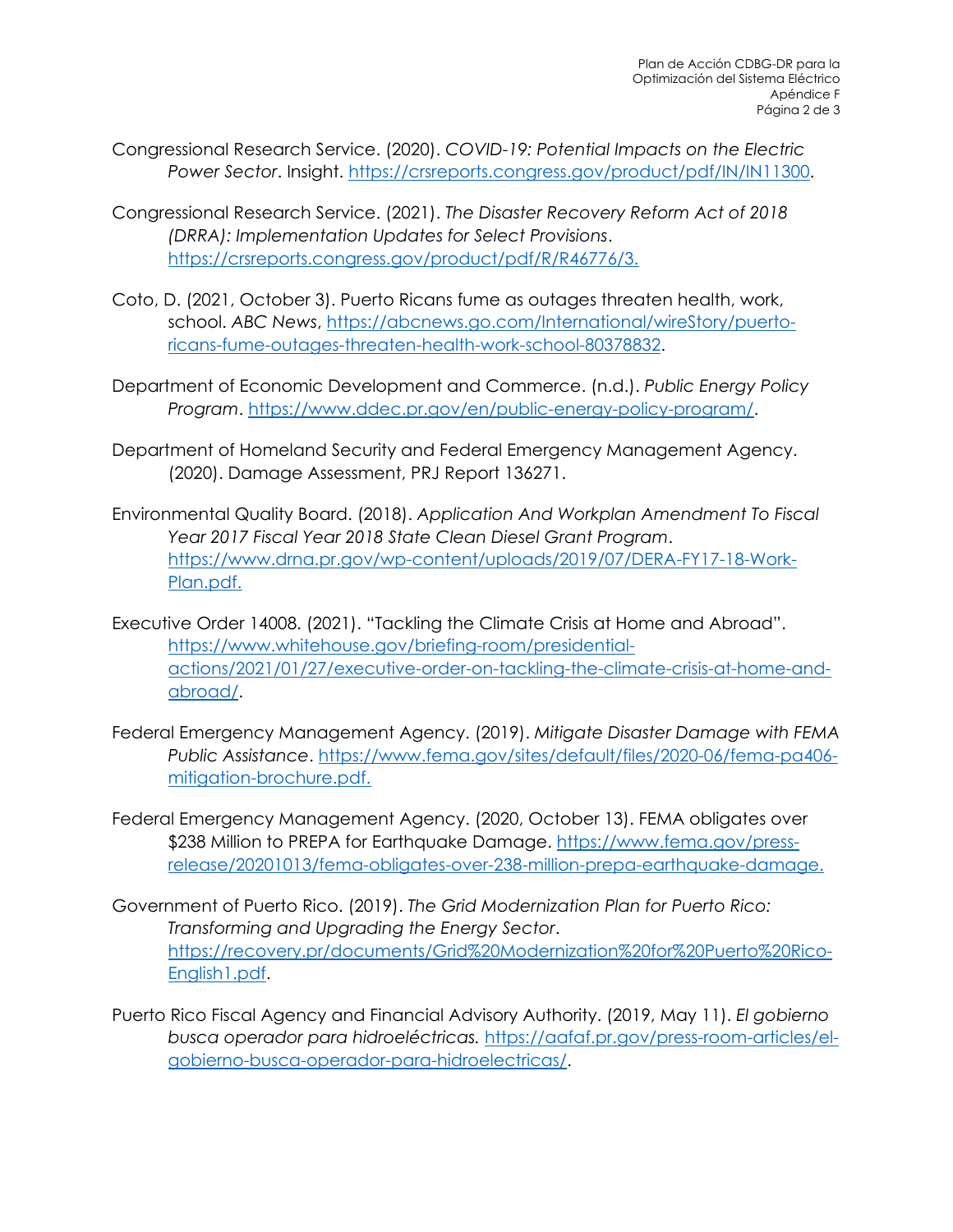Congressional Research Service. (2020). *COVID-19: Potential Impacts on the Electric Power Sector*. Insight. https://crsreports.congress.gov/product/pdf/IN/IN11300.

Congressional Research Service. (2021). *The Disaster Recovery Reform Act of 2018 (DRRA): Implementation Updates for Select Provisions*. https://crsreports.congress.gov/product/pdf/R/R46776/3.

Coto, D. (2021, October 3). Puerto Ricans fume as outages threaten health, work, school. *ABC News*, https://abcnews.go.com/International/wireStory/puerto-ricans-fume-outages-threaten-health-work-school-80378832.

Department of Economic Development and Commerce. (n.d.). *Public Energy Policy Program*. https://www.ddec.pr.gov/en/public-energy-policy-program/.

Department of Homeland Security and Federal Emergency Management Agency. (2020). Damage Assessment, PRJ Report 136271.

Environmental Quality Board. (2018). *Application And Workplan Amendment To Fiscal Year 2017 Fiscal Year 2018 State Clean Diesel Grant Program*. https://www.drna.pr.gov/wp-content/uploads/2019/07/DERA-FY17-18-Work-Plan.pdf.

Executive Order 14008. (2021). "Tackling the Climate Crisis at Home and Abroad". https://www.whitehouse.gov/briefing-room/presidential-actions/2021/01/27/executive-order-on-tackling-the-climate-crisis-at-home-and-abroad/.

Federal Emergency Management Agency. (2019). *Mitigate Disaster Damage with FEMA Public Assistance*. https://www.fema.gov/sites/default/files/2020-06/fema-pa406-mitigation-brochure.pdf.

Federal Emergency Management Agency. (2020, October 13). FEMA obligates over $238 Million to PREPA for Earthquake Damage. https://www.fema.gov/press-release/20201013/fema-obligates-over-238-million-prepa-earthquake-damage.

Government of Puerto Rico. (2019). *The Grid Modernization Plan for Puerto Rico: Transforming and Upgrading the Energy Sector*. https://recovery.pr/documents/Grid%20Modernization%20for%20Puerto%20Rico-English1.pdf.

Puerto Rico Fiscal Agency and Financial Advisory Authority. (2019, May 11). *El gobierno busca operador para hidroeléctricas.* https://aafaf.pr.gov/press-room-articles/el-gobierno-busca-operador-para-hidroelectricas/.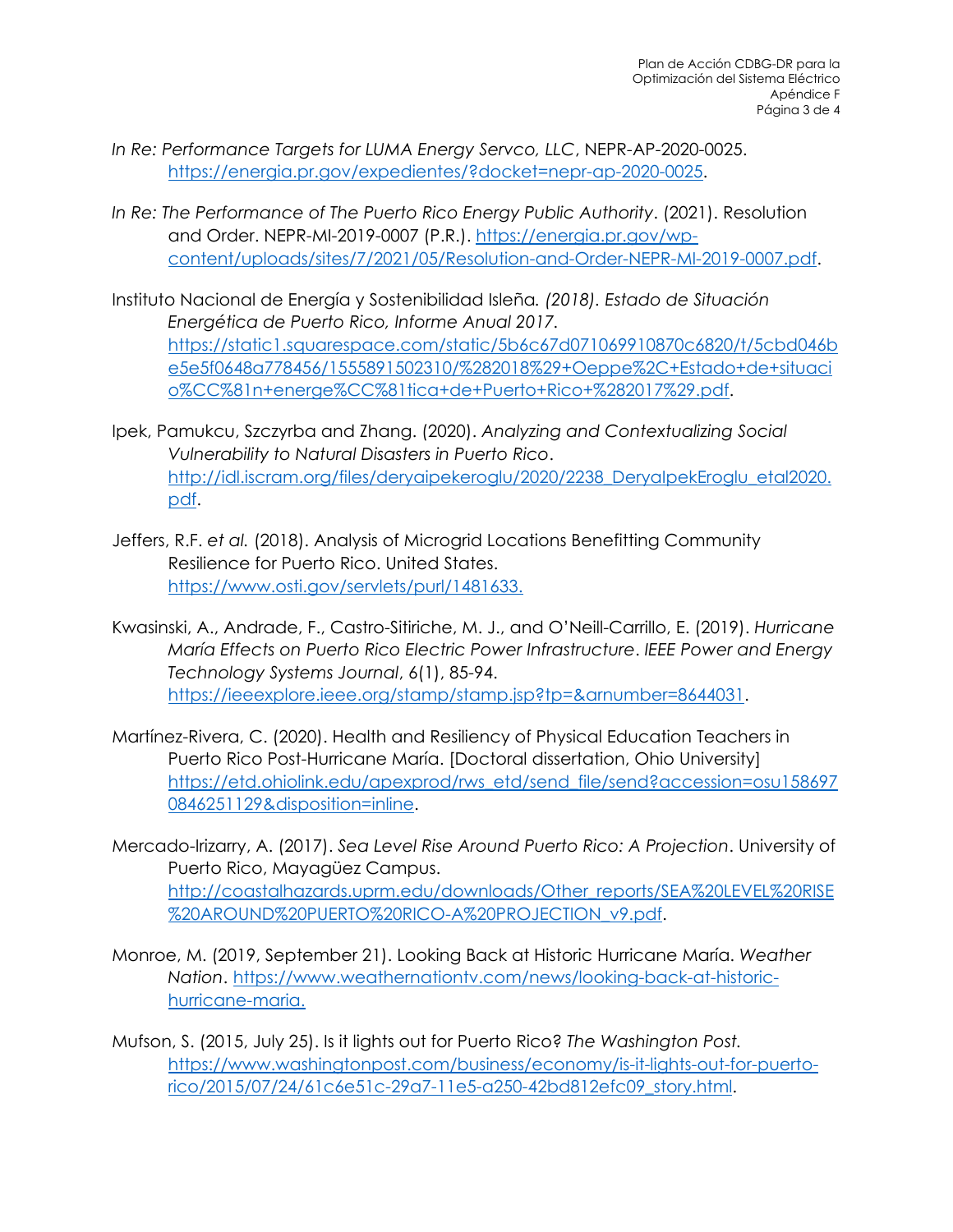*In Re: Performance Targets for LUMA Energy Servco, LLC*, NEPR-AP-2020-0025. https://energia.pr.gov/expedientes/?docket=nepr-ap-2020-0025.

*In Re: The Performance of The Puerto Rico Energy Public Authority*. (2021). Resolution and Order. NEPR-MI-2019-0007 (P.R.). https://energia.pr.gov/wp-content/uploads/sites/7/2021/05/Resolution-and-Order-NEPR-MI-2019-0007.pdf.

Instituto Nacional de Energía y Sostenibilidad Isleña. *(2018). Estado de Situación Energética de Puerto Rico, Informe Anual 2017*. https://static1.squarespace.com/static/5b6c67d071069910870c6820/t/5cbd046be5e5f0648a778456/1555891502310/%282018%29+Oeppe%2C+Estado+de+situacio%CC%81n+energe%CC%81tica+de+Puerto+Rico+%282017%29.pdf.

Ipek, Pamukcu, Szczyrba and Zhang. (2020). *Analyzing and Contextualizing Social Vulnerability to Natural Disasters in Puerto Rico*. http://idl.iscram.org/files/deryaipekeroglu/2020/2238_DeryaIpekEroglu_etal2020.pdf.

Jeffers, R.F. *et al.* (2018). Analysis of Microgrid Locations Benefitting Community Resilience for Puerto Rico. United States. https://www.osti.gov/servlets/purl/1481633.

Kwasinski, A., Andrade, F., Castro-Sitiriche, M. J., and O'Neill-Carrillo, E. (2019). *Hurricane María Effects on Puerto Rico Electric Power Infrastructure*. *IEEE Power and Energy Technology Systems Journal*, 6(1), 85-94. https://ieeexplore.ieee.org/stamp/stamp.jsp?tp=&arnumber=8644031.

Martínez-Rivera, C. (2020). Health and Resiliency of Physical Education Teachers in Puerto Rico Post-Hurricane María. [Doctoral dissertation, Ohio University] https://etd.ohiolink.edu/apexprod/rws_etd/send_file/send?accession=osu1586970846251129&disposition=inline.

Mercado-Irizarry, A. (2017). *Sea Level Rise Around Puerto Rico: A Projection*. University of Puerto Rico, Mayagüez Campus. http://coastalhazards.uprm.edu/downloads/Other_reports/SEA%20LEVEL%20RISE%20AROUND%20PUERTO%20RICO-A%20PROJECTION_v9.pdf.

Monroe, M. (2019, September 21). Looking Back at Historic Hurricane María. *Weather Nation*. https://www.weathernationtv.com/news/looking-back-at-historic-hurricane-maria.

Mufson, S. (2015, July 25). Is it lights out for Puerto Rico? *The Washington Post.* https://www.washingtonpost.com/business/economy/is-it-lights-out-for-puerto-rico/2015/07/24/61c6e51c-29a7-11e5-a250-42bd812efc09_story.html.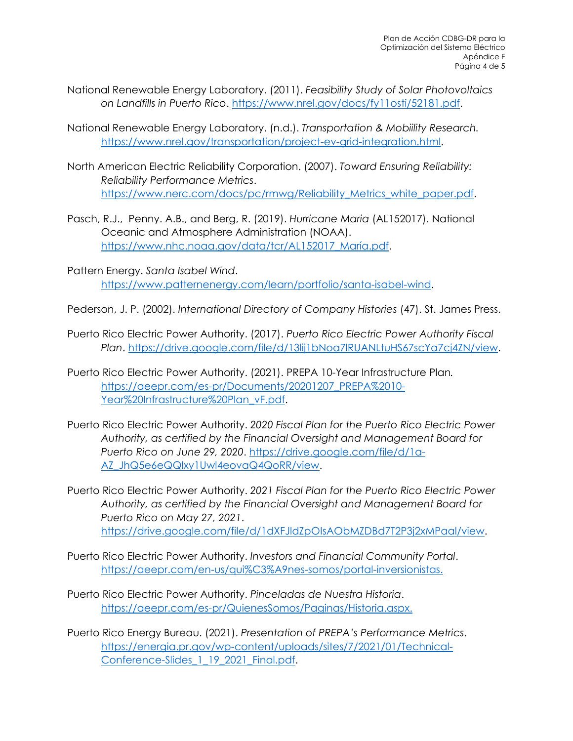National Renewable Energy Laboratory. (2011). *Feasibility Study of Solar Photovoltaics on Landfills in Puerto Rico*. https://www.nrel.gov/docs/fy11osti/52181.pdf.

National Renewable Energy Laboratory. (n.d.). *Transportation & Mobiility Research.* https://www.nrel.gov/transportation/project-ev-grid-integration.html.

North American Electric Reliability Corporation. (2007). *Toward Ensuring Reliability: Reliability Performance Metrics*. https://www.nerc.com/docs/pc/rmwg/Reliability_Metrics_white_paper.pdf.

Pasch, R.J., Penny. A.B., and Berg, R. (2019). *Hurricane Maria* (AL152017). National Oceanic and Atmosphere Administration (NOAA). https://www.nhc.noaa.gov/data/tcr/AL152017_María.pdf.

Pattern Energy. *Santa Isabel Wind*. https://www.patternenergy.com/learn/portfolio/santa-isabel-wind.

Pederson, J. P. (2002). *International Directory of Company Histories* (47). St. James Press.

Puerto Rico Electric Power Authority. (2017). *Puerto Rico Electric Power Authority Fiscal Plan*. https://drive.google.com/file/d/13lij1bNoa7lRUANLtuHS67scYa7cj4ZN/view.

Puerto Rico Electric Power Authority. (2021). PREPA 10-Year Infrastructure Plan*.* https://aeepr.com/es-pr/Documents/20201207_PREPA%2010-Year%20Infrastructure%20Plan_vF.pdf.

Puerto Rico Electric Power Authority. *2020 Fiscal Plan for the Puerto Rico Electric Power Authority, as certified by the Financial Oversight and Management Board for Puerto Rico on June 29, 2020*. https://drive.google.com/file/d/1a-AZ_JhQ5e6eQQlxy1Uwl4eovaQ4QoRR/view.

Puerto Rico Electric Power Authority. *2021 Fiscal Plan for the Puerto Rico Electric Power Authority, as certified by the Financial Oversight and Management Board for Puerto Rico on May 27, 2021*. https://drive.google.com/file/d/1dXFJldZpOIsAObMZDBd7T2P3j2xMPaal/view.

Puerto Rico Electric Power Authority. *Investors and Financial Community Portal*. https://aeepr.com/en-us/qui%C3%A9nes-somos/portal-inversionistas.

Puerto Rico Electric Power Authority. *Pinceladas de Nuestra Historia*. https://aeepr.com/es-pr/QuienesSomos/Paginas/Historia.aspx.

Puerto Rico Energy Bureau. (2021). *Presentation of PREPA's Performance Metrics*. https://energia.pr.gov/wp-content/uploads/sites/7/2021/01/Technical-Conference-Slides_1_19_2021_Final.pdf.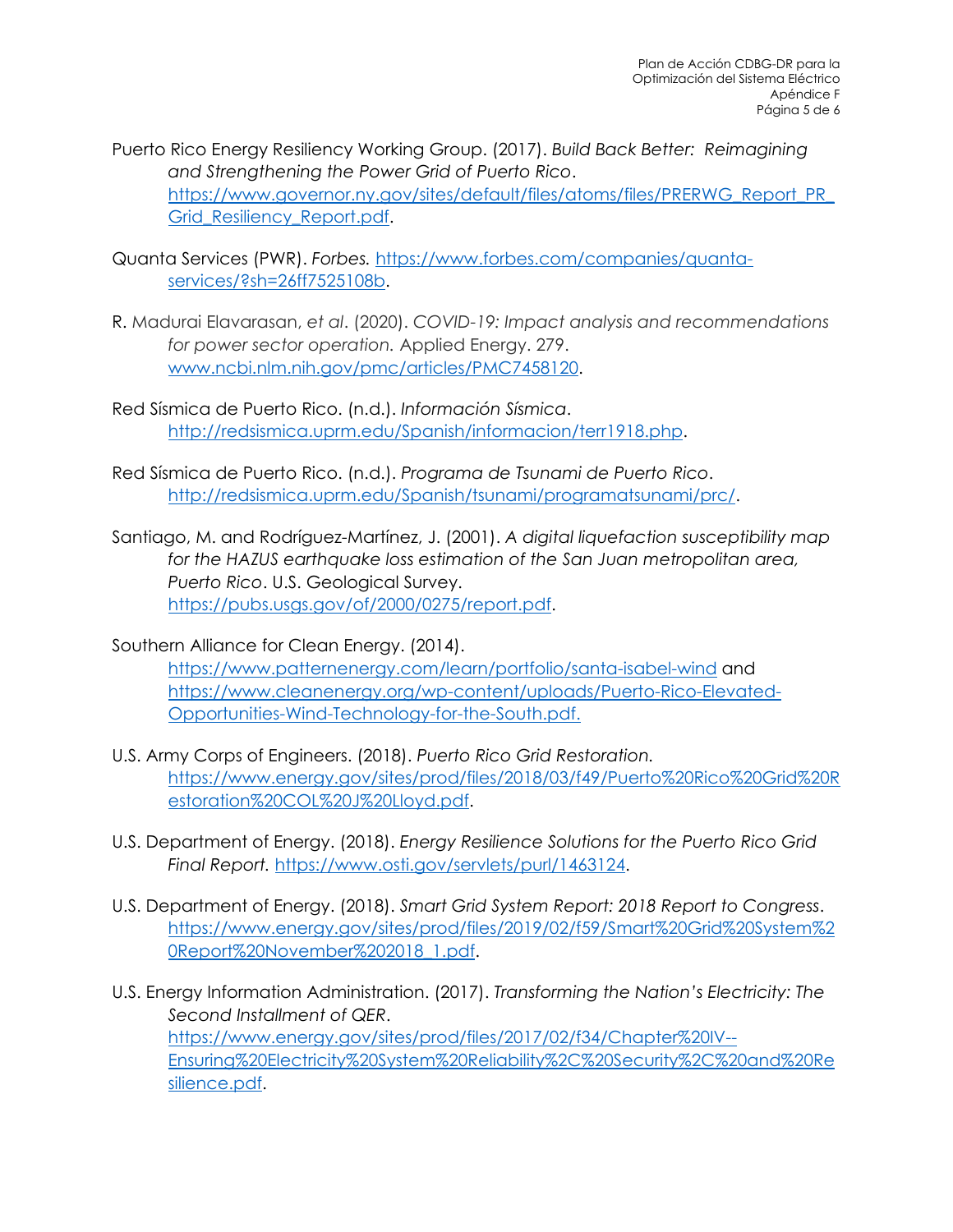Puerto Rico Energy Resiliency Working Group. (2017). *Build Back Better: Reimagining and Strengthening the Power Grid of Puerto Rico*. https://www.governor.ny.gov/sites/default/files/atoms/files/PRERWG_Report_PR_Grid_Resiliency_Report.pdf.

Quanta Services (PWR). *Forbes.* https://www.forbes.com/companies/quanta-services/?sh=26ff7525108b.

R. Madurai Elavarasan, *et al*. (2020). *COVID-19: Impact analysis and recommendations for power sector operation.* Applied Energy. 279. www.ncbi.nlm.nih.gov/pmc/articles/PMC7458120.

Red Sísmica de Puerto Rico. (n.d.). *Información Sísmica*. http://redsismica.uprm.edu/Spanish/informacion/terr1918.php.

Red Sísmica de Puerto Rico. (n.d.). *Programa de Tsunami de Puerto Rico*. http://redsismica.uprm.edu/Spanish/tsunami/programatsunami/prc/.

Santiago, M. and Rodríguez-Martínez, J. (2001). *A digital liquefaction susceptibility map for the HAZUS earthquake loss estimation of the San Juan metropolitan area, Puerto Rico*. U.S. Geological Survey. https://pubs.usgs.gov/of/2000/0275/report.pdf.

Southern Alliance for Clean Energy. (2014). https://www.patternenergy.com/learn/portfolio/santa-isabel-wind and https://www.cleanenergy.org/wp-content/uploads/Puerto-Rico-Elevated-Opportunities-Wind-Technology-for-the-South.pdf.

U.S. Army Corps of Engineers. (2018). *Puerto Rico Grid Restoration.* https://www.energy.gov/sites/prod/files/2018/03/f49/Puerto%20Rico%20Grid%20Restoration%20COL%20J%20Lloyd.pdf.

U.S. Department of Energy. (2018). *Energy Resilience Solutions for the Puerto Rico Grid Final Report.* https://www.osti.gov/servlets/purl/1463124.

U.S. Department of Energy. (2018). *Smart Grid System Report: 2018 Report to Congress*. https://www.energy.gov/sites/prod/files/2019/02/f59/Smart%20Grid%20System%20Report%20November%202018_1.pdf.

U.S. Energy Information Administration. (2017). *Transforming the Nation's Electricity: The Second Installment of QER*. https://www.energy.gov/sites/prod/files/2017/02/f34/Chapter%20IV--Ensuring%20Electricity%20System%20Reliability%2C%20Security%2C%20and%20Resilience.pdf.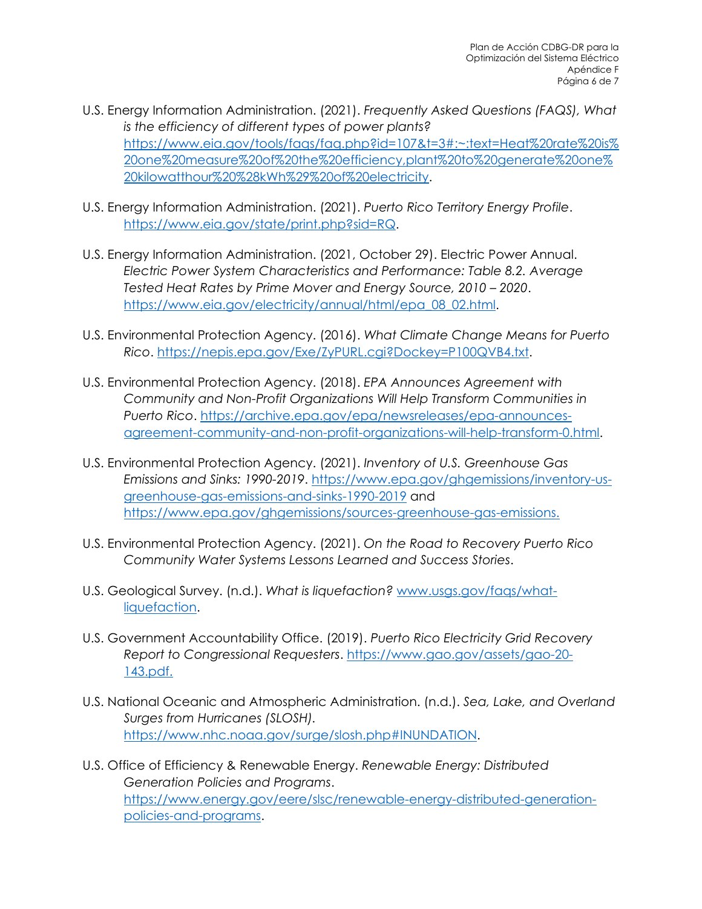U.S. Energy Information Administration. (2021). *Frequently Asked Questions (FAQS), What is the efficiency of different types of power plants?* https://www.eia.gov/tools/faqs/faq.php?id=107&t=3#:~:text=Heat%20rate%20is%20one%20measure%20of%20the%20efficiency,plant%20to%20generate%20one%20kilowatthour%20%28kWh%29%20of%20electricity.

U.S. Energy Information Administration. (2021). *Puerto Rico Territory Energy Profile*. https://www.eia.gov/state/print.php?sid=RQ.

U.S. Energy Information Administration. (2021, October 29). Electric Power Annual. *Electric Power System Characteristics and Performance: Table 8.2. Average Tested Heat Rates by Prime Mover and Energy Source, 2010 – 2020*. https://www.eia.gov/electricity/annual/html/epa_08_02.html.

U.S. Environmental Protection Agency. (2016). *What Climate Change Means for Puerto Rico*. https://nepis.epa.gov/Exe/ZyPURL.cgi?Dockey=P100QVB4.txt.

U.S. Environmental Protection Agency. (2018). *EPA Announces Agreement with Community and Non-Profit Organizations Will Help Transform Communities in Puerto Rico*. https://archive.epa.gov/epa/newsreleases/epa-announces-agreement-community-and-non-profit-organizations-will-help-transform-0.html.

U.S. Environmental Protection Agency. (2021). *Inventory of U.S. Greenhouse Gas Emissions and Sinks: 1990-2019*. https://www.epa.gov/ghgemissions/inventory-us-greenhouse-gas-emissions-and-sinks-1990-2019 and https://www.epa.gov/ghgemissions/sources-greenhouse-gas-emissions.

U.S. Environmental Protection Agency. (2021). *On the Road to Recovery Puerto Rico Community Water Systems Lessons Learned and Success Stories*.

U.S. Geological Survey. (n.d.). *What is liquefaction?* www.usgs.gov/faqs/what-liquefaction.

U.S. Government Accountability Office. (2019). *Puerto Rico Electricity Grid Recovery Report to Congressional Requesters*. https://www.gao.gov/assets/gao-20-143.pdf.

U.S. National Oceanic and Atmospheric Administration. (n.d.). *Sea, Lake, and Overland Surges from Hurricanes (SLOSH)*. https://www.nhc.noaa.gov/surge/slosh.php#INUNDATION.

U.S. Office of Efficiency & Renewable Energy. *Renewable Energy: Distributed Generation Policies and Programs*. https://www.energy.gov/eere/slsc/renewable-energy-distributed-generation-policies-and-programs.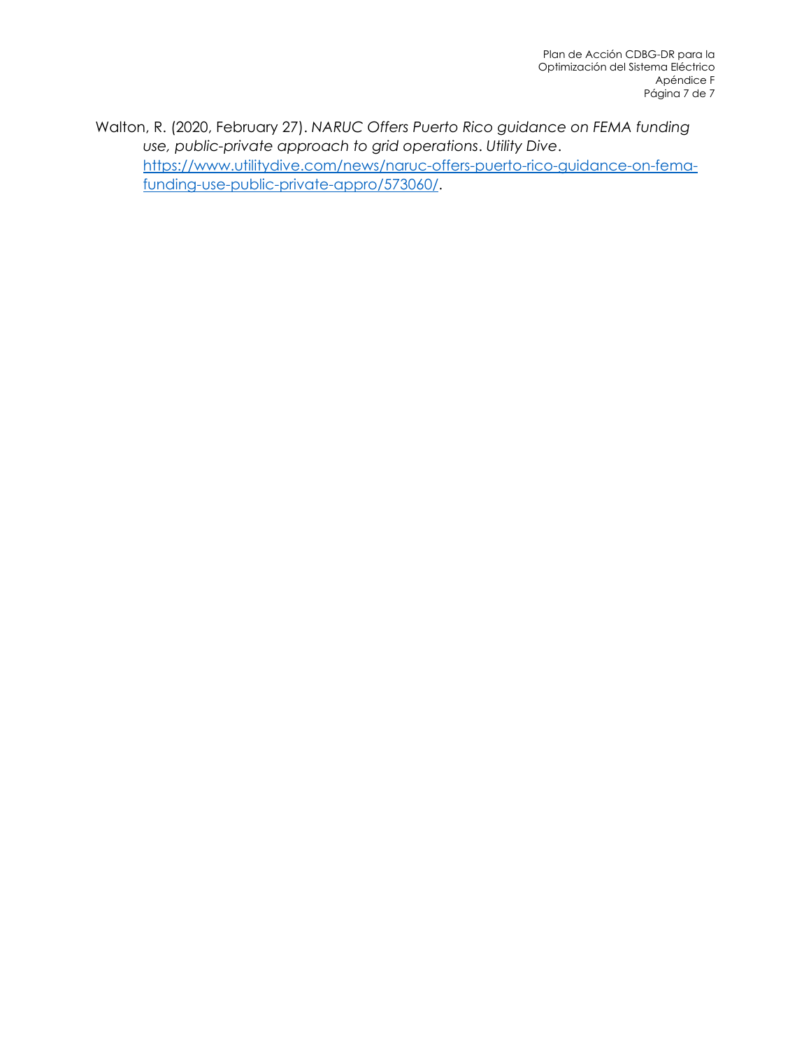Walton, R. (2020, February 27). *NARUC Offers Puerto Rico guidance on FEMA funding use, public-private approach to grid operations*. *Utility Dive*. [https://www.utilitydive.com/news/naruc-offers-puerto-rico-guidance-on-fema-funding-use-public-private-appro/573060/](https://www.utilitydive.com/news/naruc-offers-puerto-rico-guidance-on-fema-funding-use-public-private-appro/573060/).